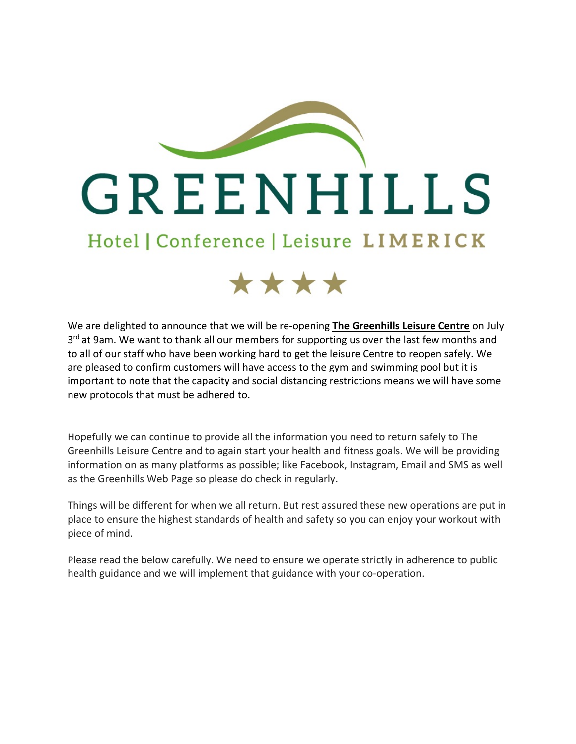# GREENHILLS

Hotel | Conference | Leisure **LIMERICK**

★★★★

We are delighted to announce that we will be re-opening **The Greenhills Leisure Centre** on July 3rd at 9am. We want to thank all our members for supporting us over the last few months and to all of our staff who have been working hard to get the leisure Centre to reopen safely. We are pleased to confirm customers will have access to the gym and swimming pool but it is important to note that the capacity and social distancing restrictions means we will have some new protocols that must be adhered to.

Hopefully we can continue to provide all the information you need to return safely to The Greenhills Leisure Centre and to again start your health and fitness goals. We will be providing information on as many platforms as possible; like Facebook, Instagram, Email and SMS as well as the Greenhills Web Page so please do check in regularly.

Things will be different for when we all return. But rest assured these new operations are put in place to ensure the highest standards of health and safety so you can enjoy your workout with piece of mind.

Please read the below carefully. We need to ensure we operate strictly in adherence to public health guidance and we will implement that guidance with your co-operation.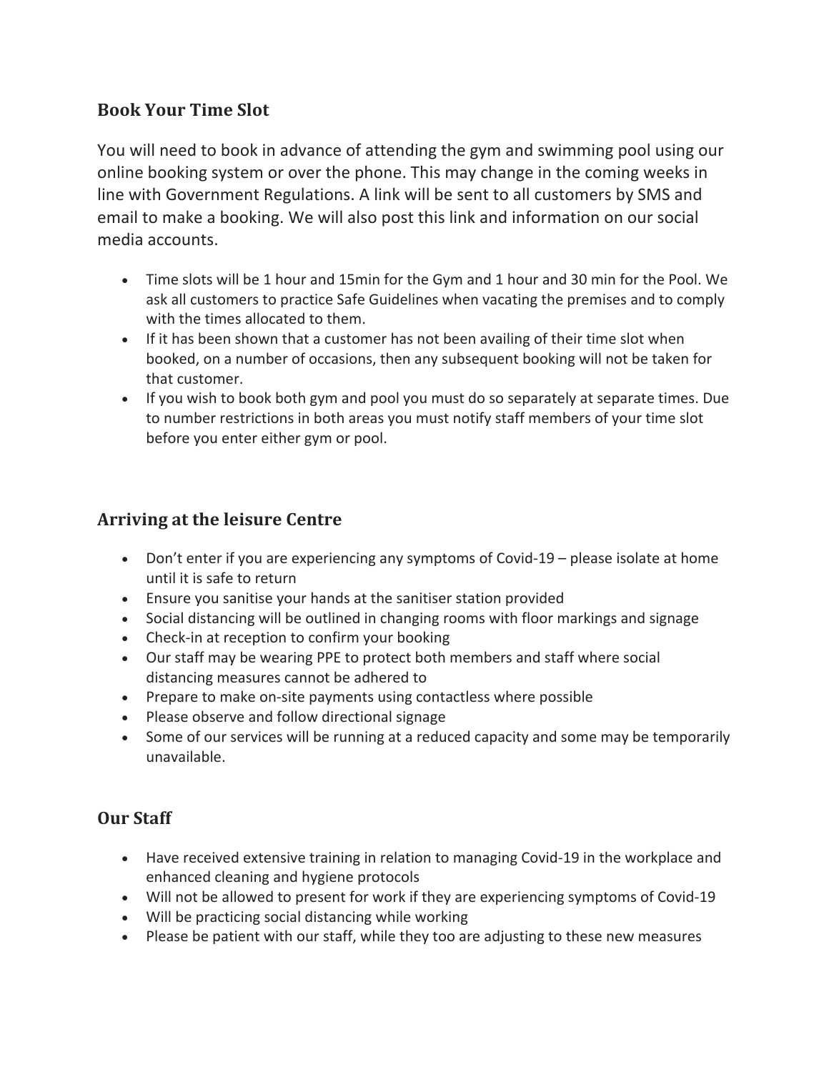## Book Your Time Slot

You will need to book in advance of attending the gym and swimming pool using our online booking system or over the phone. This may change in the coming weeks in line with Government Regulations. A link will be sent to all customers by SMS and email to make a booking. We will also post this link and information on our social media accounts.

- Time slots will be 1 hour and 15min for the Gym and 1 hour and 30 min for the Pool. We ask all customers to practice Safe Guidelines when vacating the premises and to comply with the times allocated to them.
- If it has been shown that a customer has not been availing of their time slot when booked, on a number of occasions, then any subsequent booking will not be taken for that customer.
- If you wish to book both gym and pool you must do so separately at separate times. Due to number restrictions in both areas you must notify staff members of your time slot before you enter either gym or pool.

## Arriving at the leisure Centre

- Don't enter if you are experiencing any symptoms of Covid-19 – please isolate at home until it is safe to return
- Ensure you sanitise your hands at the sanitiser station provided
- Social distancing will be outlined in changing rooms with floor markings and signage
- Check-in at reception to confirm your booking
- Our staff may be wearing PPE to protect both members and staff where social distancing measures cannot be adhered to
- Prepare to make on-site payments using contactless where possible
- Please observe and follow directional signage
- Some of our services will be running at a reduced capacity and some may be temporarily unavailable.

## Our Staff

- Have received extensive training in relation to managing Covid-19 in the workplace and enhanced cleaning and hygiene protocols
- Will not be allowed to present for work if they are experiencing symptoms of Covid-19
- Will be practicing social distancing while working
- Please be patient with our staff, while they too are adjusting to these new measures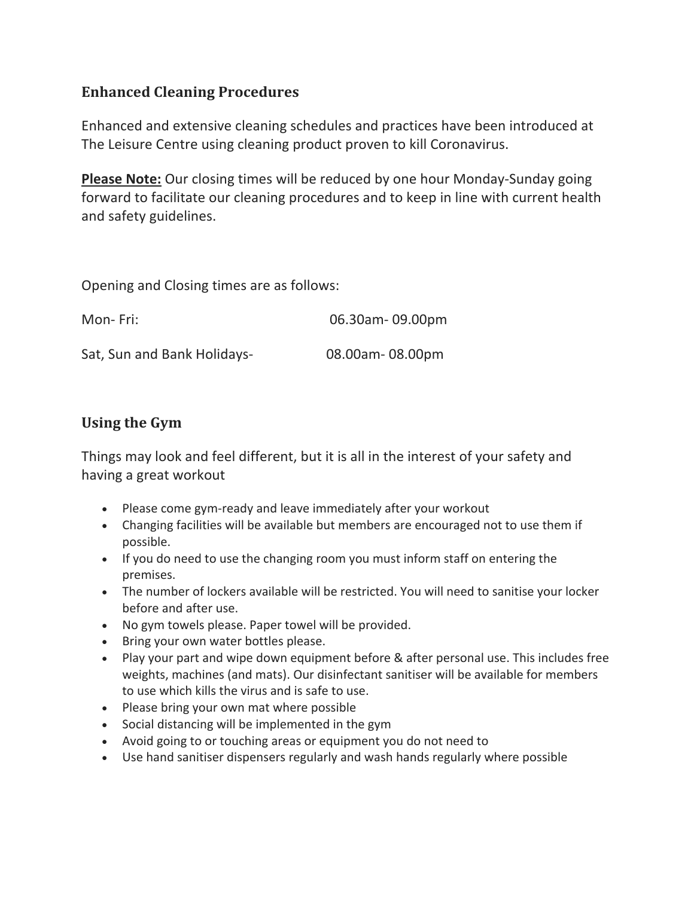## Enhanced Cleaning Procedures

Enhanced and extensive cleaning schedules and practices have been introduced at The Leisure Centre using cleaning product proven to kill Coronavirus.

**Please Note:** Our closing times will be reduced by one hour Monday-Sunday going forward to facilitate our cleaning procedures and to keep in line with current health and safety guidelines.

Opening and Closing times are as follows:

Mon- Fri: 06.30am- 09.00pm

Sat, Sun and Bank Holidays- 08.00am- 08.00pm

## Using the Gym

Things may look and feel different, but it is all in the interest of your safety and having a great workout

- Please come gym-ready and leave immediately after your workout
- Changing facilities will be available but members are encouraged not to use them if possible.
- If you do need to use the changing room you must inform staff on entering the premises.
- The number of lockers available will be restricted. You will need to sanitise your locker before and after use.
- No gym towels please. Paper towel will be provided.
- Bring your own water bottles please.
- Play your part and wipe down equipment before & after personal use. This includes free weights, machines (and mats). Our disinfectant sanitiser will be available for members to use which kills the virus and is safe to use.
- Please bring your own mat where possible
- Social distancing will be implemented in the gym
- Avoid going to or touching areas or equipment you do not need to
- Use hand sanitiser dispensers regularly and wash hands regularly where possible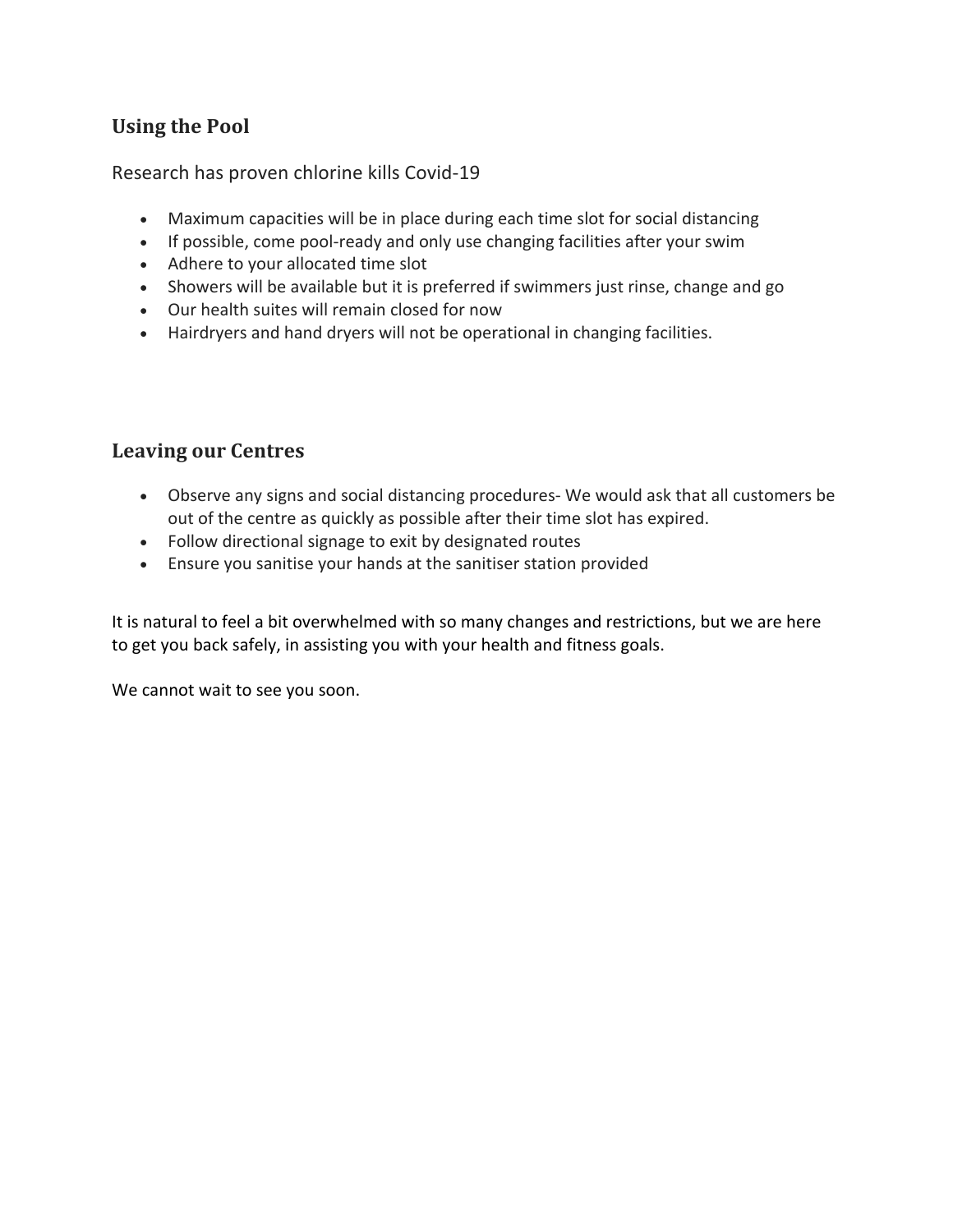## Using the Pool

Research has proven chlorine kills Covid-19

- Maximum capacities will be in place during each time slot for social distancing
- If possible, come pool-ready and only use changing facilities after your swim
- Adhere to your allocated time slot
- Showers will be available but it is preferred if swimmers just rinse, change and go
- Our health suites will remain closed for now
- Hairdryers and hand dryers will not be operational in changing facilities.

## Leaving our Centres

- Observe any signs and social distancing procedures- We would ask that all customers be out of the centre as quickly as possible after their time slot has expired.
- Follow directional signage to exit by designated routes
- Ensure you sanitise your hands at the sanitiser station provided

It is natural to feel a bit overwhelmed with so many changes and restrictions, but we are here to get you back safely, in assisting you with your health and fitness goals.

We cannot wait to see you soon.